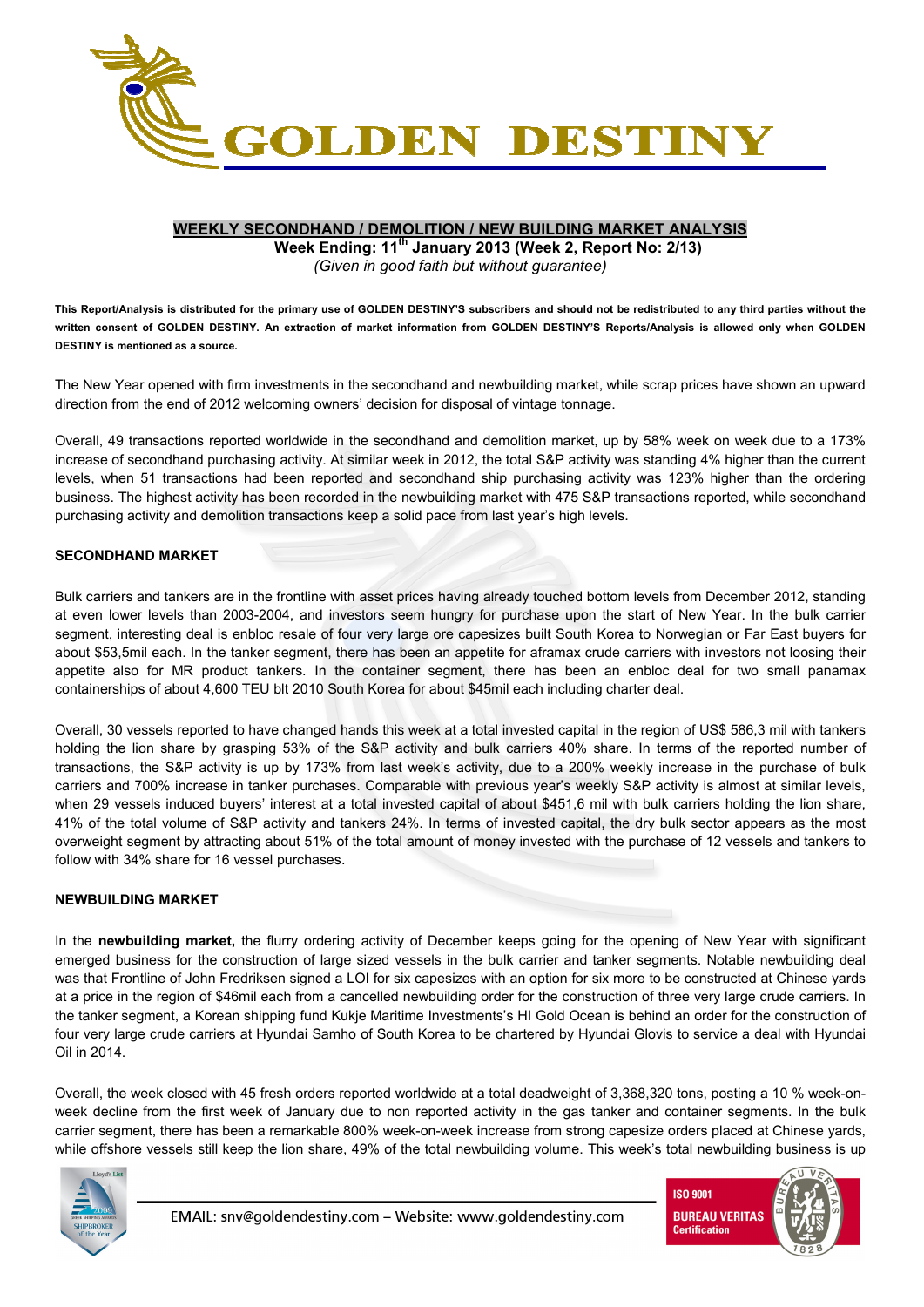# GOLDEN DESTINY

**WEEKLY SECONDHAND / DEMOLITION / NEW BUILDING MARKET ANALYSIS**

**Week Ending: 11th January 2013 (Week 2, Report No: 2/13)**

*(Given in good faith but without guarantee)*

**This Report/Analysis is distributed for the primary use of GOLDEN DESTINY'S subscribers and should not be redistributed to any third parties without the written consent of GOLDEN DESTINY. An extraction of market information from GOLDEN DESTINY'S Reports/Analysis is allowed only when GOLDEN DESTINY is mentioned as a source.**

The New Year opened with firm investments in the secondhand and newbuilding market, while scrap prices have shown an upward direction from the end of 2012 welcoming owners' decision for disposal of vintage tonnage.

Overall, 49 transactions reported worldwide in the secondhand and demolition market, up by 58% week on week due to a 173% increase of secondhand purchasing activity. At similar week in 2012, the total S&P activity was standing 4% higher than the current levels, when 51 transactions had been reported and secondhand ship purchasing activity was 123% higher than the ordering business. The highest activity has been recorded in the newbuilding market with 475 S&P transactions reported, while secondhand purchasing activity and demolition transactions keep a solid pace from last year's high levels.

## SECONDHAND MARKET

Bulk carriers and tankers are in the frontline with asset prices having already touched bottom levels from December 2012, standing at even lower levels than 2003-2004, and investors seem hungry for purchase upon the start of New Year. In the bulk carrier segment, interesting deal is enbloc resale of four very large ore capesizes built South Korea to Norwegian or Far East buyers for about $53,5mil each. In the tanker segment, there has been an appetite for aframax crude carriers with investors not loosing their appetite also for MR product tankers. In the container segment, there has been an enbloc deal for two small panamax containerships of about 4,600 TEU blt 2010 South Korea for about $45mil each including charter deal.

Overall, 30 vessels reported to have changed hands this week at a total invested capital in the region of US$ 586,3 mil with tankers holding the lion share by grasping 53% of the S&P activity and bulk carriers 40% share. In terms of the reported number of transactions, the S&P activity is up by 173% from last week's activity, due to a 200% weekly increase in the purchase of bulk carriers and 700% increase in tanker purchases. Comparable with previous year's weekly S&P activity is almost at similar levels, when 29 vessels induced buyers' interest at a total invested capital of about $451,6 mil with bulk carriers holding the lion share, 41% of the total volume of S&P activity and tankers 24%. In terms of invested capital, the dry bulk sector appears as the most overweight segment by attracting about 51% of the total amount of money invested with the purchase of 12 vessels and tankers to follow with 34% share for 16 vessel purchases.

## NEWBUILDING MARKET

In the **newbuilding market,** the flurry ordering activity of December keeps going for the opening of New Year with significant emerged business for the construction of large sized vessels in the bulk carrier and tanker segments. Notable newbuilding deal was that Frontline of John Fredriksen signed a LOI for six capesizes with an option for six more to be constructed at Chinese yards at a price in the region of $46mil each from a cancelled newbuilding order for the construction of three very large crude carriers. In the tanker segment, a Korean shipping fund Kukje Maritime Investments's HI Gold Ocean is behind an order for the construction of four very large crude carriers at Hyundai Samho of South Korea to be chartered by Hyundai Glovis to service a deal with Hyundai Oil in 2014.

Overall, the week closed with 45 fresh orders reported worldwide at a total deadweight of 3,368,320 tons, posting a 10 % week-on-week decline from the first week of January due to non reported activity in the gas tanker and container segments. In the bulk carrier segment, there has been a remarkable 800% week-on-week increase from strong capesize orders placed at Chinese yards, while offshore vessels still keep the lion share, 49% of the total newbuilding volume. This week's total newbuilding business is up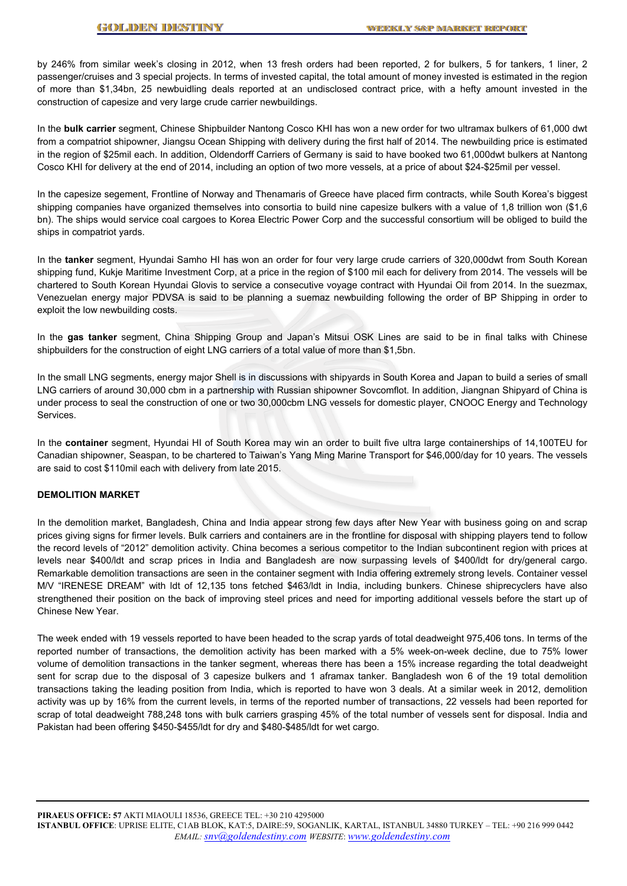by 246% from similar week's closing in 2012, when 13 fresh orders had been reported, 2 for bulkers, 5 for tankers, 1 liner, 2 passenger/cruises and 3 special projects. In terms of invested capital, the total amount of money invested is estimated in the region of more than $1,34bn, 25 newbuidling deals reported at an undisclosed contract price, with a hefty amount invested in the construction of capesize and very large crude carrier newbuildings.

In the **bulk carrier** segment, Chinese Shipbuilder Nantong Cosco KHI has won a new order for two ultramax bulkers of 61,000 dwt from a compatriot shipowner, Jiangsu Ocean Shipping with delivery during the first half of 2014. The newbuilding price is estimated in the region of $25mil each. In addition, Oldendorff Carriers of Germany is said to have booked two 61,000dwt bulkers at Nantong Cosco KHI for delivery at the end of 2014, including an option of two more vessels, at a price of about $24-$25mil per vessel.

In the capesize segement, Frontline of Norway and Thenamaris of Greece have placed firm contracts, while South Korea's biggest shipping companies have organized themselves into consortia to build nine capesize bulkers with a value of 1,8 trillion won ($1,6 bn). The ships would service coal cargoes to Korea Electric Power Corp and the successful consortium will be obliged to build the ships in compatriot yards.

In the **tanker** segment, Hyundai Samho HI has won an order for four very large crude carriers of 320,000dwt from South Korean shipping fund, Kukje Maritime Investment Corp, at a price in the region of $100 mil each for delivery from 2014. The vessels will be chartered to South Korean Hyundai Glovis to service a consecutive voyage contract with Hyundai Oil from 2014. In the suezmax, Venezuelan energy major PDVSA is said to be planning a suemaz newbuilding following the order of BP Shipping in order to exploit the low newbuilding costs.

In the **gas tanker** segment, China Shipping Group and Japan's Mitsui OSK Lines are said to be in final talks with Chinese shipbuilders for the construction of eight LNG carriers of a total value of more than $1,5bn.

In the small LNG segments, energy major Shell is in discussions with shipyards in South Korea and Japan to build a series of small LNG carriers of around 30,000 cbm in a partnership with Russian shipowner Sovcomflot. In addition, Jiangnan Shipyard of China is under process to seal the construction of one or two 30,000cbm LNG vessels for domestic player, CNOOC Energy and Technology Services.

In the **container** segment, Hyundai HI of South Korea may win an order to built five ultra large containerships of 14,100TEU for Canadian shipowner, Seaspan, to be chartered to Taiwan's Yang Ming Marine Transport for $46,000/day for 10 years. The vessels are said to cost $110mil each with delivery from late 2015.

**DEMOLITION MARKET**

In the demolition market, Bangladesh, China and India appear strong few days after New Year with business going on and scrap prices giving signs for firmer levels. Bulk carriers and containers are in the frontline for disposal with shipping players tend to follow the record levels of "2012" demolition activity. China becomes a serious competitor to the Indian subcontinent region with prices at levels near $400/ldt and scrap prices in India and Bangladesh are now surpassing levels of $400/ldt for dry/general cargo. Remarkable demolition transactions are seen in the container segment with India offering extremely strong levels. Container vessel M/V "IRENESE DREAM" with ldt of 12,135 tons fetched $463/ldt in India, including bunkers. Chinese shiprecyclers have also strengthened their position on the back of improving steel prices and need for importing additional vessels before the start up of Chinese New Year.

The week ended with 19 vessels reported to have been headed to the scrap yards of total deadweight 975,406 tons. In terms of the reported number of transactions, the demolition activity has been marked with a 5% week-on-week decline, due to 75% lower volume of demolition transactions in the tanker segment, whereas there has been a 15% increase regarding the total deadweight sent for scrap due to the disposal of 3 capesize bulkers and 1 aframax tanker. Bangladesh won 6 of the 19 total demolition transactions taking the leading position from India, which is reported to have won 3 deals. At a similar week in 2012, demolition activity was up by 16% from the current levels, in terms of the reported number of transactions, 22 vessels had been reported for scrap of total deadweight 788,248 tons with bulk carriers grasping 45% of the total number of vessels sent for disposal. India and Pakistan had been offering $450-$455/ldt for dry and $480-$485/ldt for wet cargo.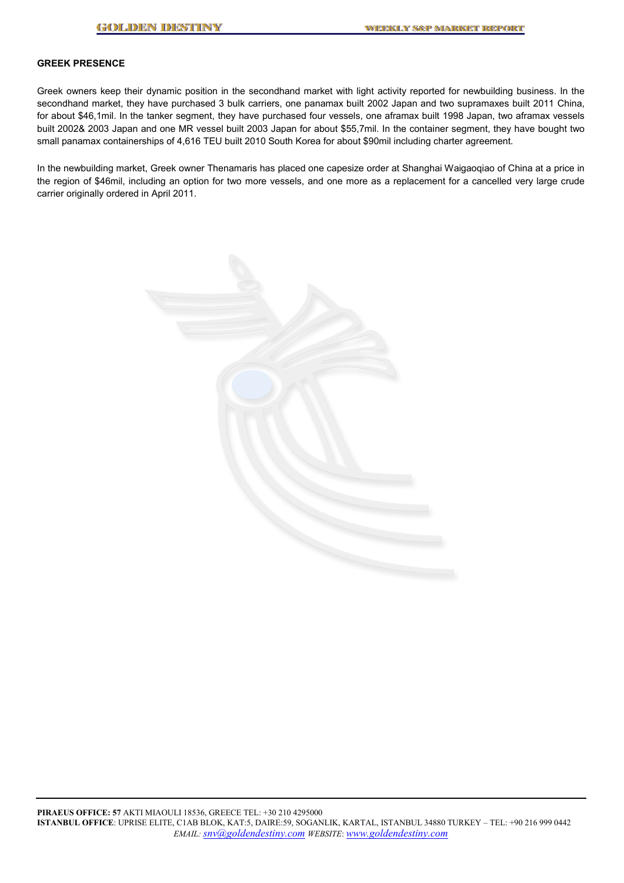**GREEK PRESENCE**

Greek owners keep their dynamic position in the secondhand market with light activity reported for newbuilding business. In the secondhand market, they have purchased 3 bulk carriers, one panamax built 2002 Japan and two supramaxes built 2011 China, for about $46,1mil. In the tanker segment, they have purchased four vessels, one aframax built 1998 Japan, two aframax vessels built 2002& 2003 Japan and one MR vessel built 2003 Japan for about $55,7mil. In the container segment, they have bought two small panamax containerships of 4,616 TEU built 2010 South Korea for about $90mil including charter agreement.

In the newbuilding market, Greek owner Thenamaris has placed one capesize order at Shanghai Waigaoqiao of China at a price in the region of $46mil, including an option for two more vessels, and one more as a replacement for a cancelled very large crude carrier originally ordered in April 2011.

**PIRAEUS OFFICE: 57** AKTI MIAOULI 18536, GREECE TEL: +30 210 4295000
**ISTANBUL OFFICE**: UPRISE ELITE, C1AB BLOK, KAT:5, DAIRE:59, SOGANLIK, KARTAL, ISTANBUL 34880 TURKEY – TEL: +90 216 999 0442
*EMAIL: snv@goldendestiny.com WEBSITE: www.goldendestiny.com*